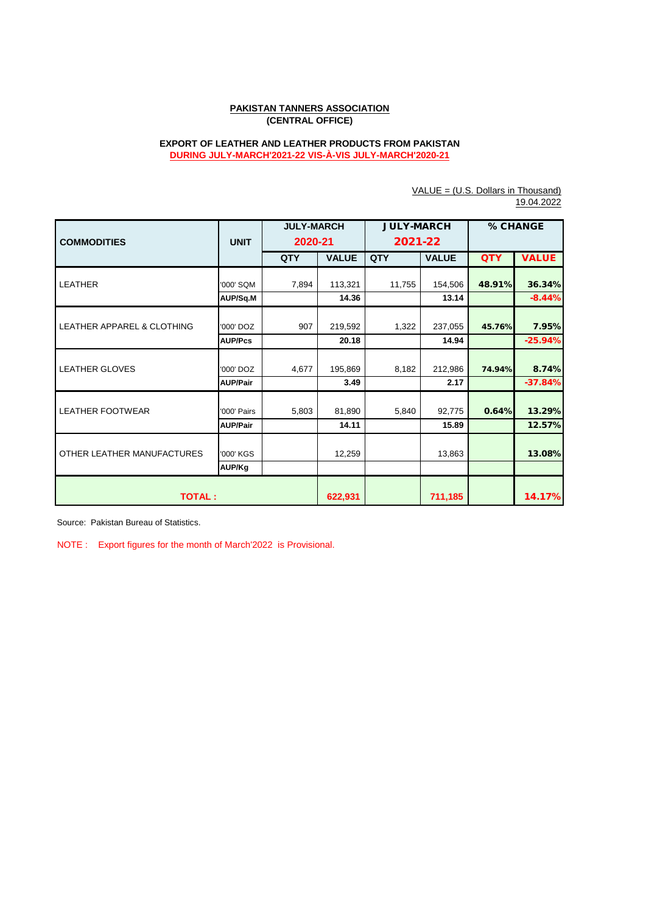**PAKISTAN TANNERS ASSOCIATION**
**(CENTRAL OFFICE)**

**EXPORT OF LEATHER AND LEATHER PRODUCTS FROM PAKISTAN**
**DURING JULY-MARCH'2021-22 VIS-À-VIS JULY-MARCH'2020-21**

VALUE = (U.S. Dollars in Thousand)
19.04.2022

| COMMODITIES | UNIT | JULY-MARCH 2020-21 | | JULY-MARCH 2021-22 | | % CHANGE | |
|---|---|---|---|---|---|---|---|
| | | QTY | VALUE | QTY | VALUE | QTY | VALUE |
| LEATHER | '000' SQM | 7,894 | 113,321 | 11,755 | 154,506 | 48.91% | 36.34% |
| | AUP/Sq.M | | 14.36 | | 13.14 | | -8.44% |
| LEATHER APPAREL & CLOTHING | '000' DOZ | 907 | 219,592 | 1,322 | 237,055 | 45.76% | 7.95% |
| | AUP/Pcs | | 20.18 | | 14.94 | | -25.94% |
| LEATHER GLOVES | '000' DOZ | 4,677 | 195,869 | 8,182 | 212,986 | 74.94% | 8.74% |
| | AUP/Pair | | 3.49 | | 2.17 | | -37.84% |
| LEATHER FOOTWEAR | '000' Pairs | 5,803 | 81,890 | 5,840 | 92,775 | 0.64% | 13.29% |
| | AUP/Pair | | 14.11 | | 15.89 | | 12.57% |
| OTHER LEATHER MANUFACTURES | '000' KGS | | 12,259 | | 13,863 | | 13.08% |
| | AUP/Kg | | | | | | |
| **TOTAL :** | | | **622,931** | | **711,185** | | **14.17%** |

Source: Pakistan Bureau of Statistics.

NOTE : Export figures for the month of March'2022 is Provisional.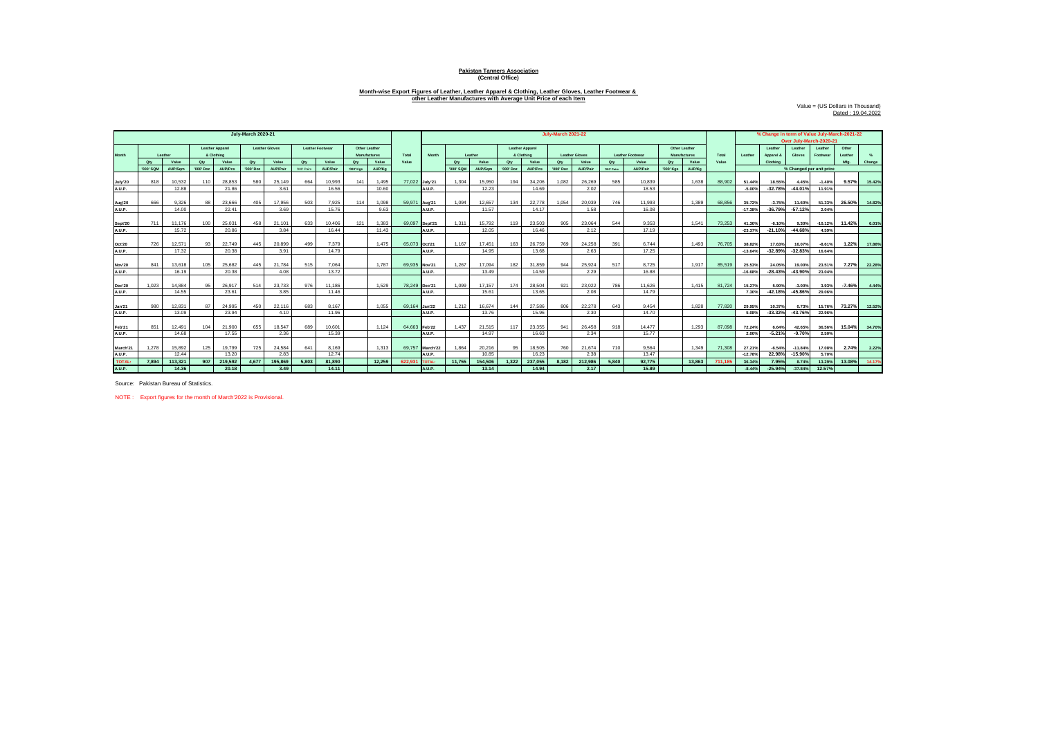**Pakistan Tanners Association**
**(Central Office)**

**Month-wise Export Figures of Leather, Leather Apparel & Clothing, Leather Gloves, Leather Footwear & other Leather Manufactures with Average Unit Price of each Item**

Value = (US Dollars in Thousand)
Dated : 19.04.2022

| July-March 2020-21 | | | | | | | | | | | | July-March 2021-22 | | | | | | | | | | | | % Change in term of Value July-March-2021-22 Over July-March-2020-21 | | | | | |
|---|---|---|---|---|---|---|---|---|---|---|---|---|---|---|---|---|---|---|---|---|---|---|---|---|---|---|---|---|---|
| Month | Leather | | Leather Apparel & Clothing | | Leather Gloves | | Leather Footwear | | Other Leather Manufactures | | Total | Month | Leather | | Leather Apparel & Clothing | | Leather Gloves | | Leather Footwear | | Other Leather Manufactures | | Total | Leather | Leather Apparel & Clothing | Leather Gloves | Leather Footwear | Other Leather Mfg. | % Change |
| | Qty | Value | Qty | Value | Qty | Value | Qty | Value | Qty | Value | Value | | Qty | Value | Qty | Value | Qty | Value | Qty | Value | Qty | Value | Value | | | | | | |
| | '000' SQM | AUP/Sqm | '000' Doz | AUP/Pcs | '000' Doz | AUP/Pair | '000' Pairs | AUP/Pair | '000' Kgs | AUP/Kg | | | '000' SQM | AUP/Sqm | '000' Doz | AUP/Pcs | '000' Doz | AUP/Pair | '000' Pairs | AUP/Pair | '000' Kgs | AUP/Kg | | % Changed per unit price | | | | | |
| July'20 | 818 | 10,532 | 110 | 28,853 | 580 | 25,149 | 664 | 10,993 | 141 | 1,495 | 77,022 | July'21 | 1,304 | 15,950 | 194 | 34,206 | 1,082 | 26,269 | 585 | 10,839 | | 1,638 | 88,902 | 51.44% | 18.55% | 4.45% | -1.40% | 9.57% | 15.42% |
| A.U.P. | | 12.88 | | 21.86 | | 3.61 | | 16.56 | | 10.60 | | A.U.P. | | 12.23 | | 14.69 | | 2.02 | | 18.53 | | | | -5.00% | -32.78% | -44.01% | 11.91% | | |
| Aug'20 | 666 | 9,326 | 88 | 23,666 | 405 | 17,956 | 503 | 7,925 | 114 | 1,098 | 59,971 | Aug'21 | 1,094 | 12,657 | 134 | 22,778 | 1,054 | 20,039 | 746 | 11,993 | | 1,389 | 68,856 | 35.72% | -3.75% | 11.60% | 51.33% | 26.50% | 14.82% |
| A.U.P. | | 14.00 | | 22.41 | | 3.69 | | 15.76 | | 9.63 | | A.U.P. | | 11.57 | | 14.17 | | 1.58 | | 16.08 | | | | -17.38% | -36.79% | -57.12% | 2.04% | | |
| Sept'20 | 711 | 11,176 | 100 | 25,031 | 458 | 21,101 | 633 | 10,406 | 121 | 1,383 | 69,097 | Sept'21 | 1,311 | 15,792 | 119 | 23,503 | 905 | 23,064 | 544 | 9,353 | | 1,541 | 73,253 | 41.30% | -6.10% | 9.30% | -10.12% | 11.42% | 6.01% |
| A.U.P. | | 15.72 | | 20.86 | | 3.84 | | 16.44 | | 11.43 | | A.U.P. | | 12.05 | | 16.46 | | 2.12 | | 17.19 | | | | -23.37% | -21.10% | -44.68% | 4.59% | | |
| Oct'20 | 726 | 12,571 | 93 | 22,749 | 445 | 20,899 | 499 | 7,379 | | 1,475 | 65,073 | Oct'21 | 1,167 | 17,451 | 163 | 26,759 | 769 | 24,258 | 391 | 6,744 | | 1,493 | 76,705 | 38.82% | 17.63% | 16.07% | -8.61% | 1.22% | 17.88% |
| A.U.P. | | 17.32 | | 20.38 | | 3.91 | | 14.79 | | | | A.U.P. | | 14.95 | | 13.68 | | 2.63 | | 17.25 | | | | -13.64% | -32.89% | -32.83% | 16.64% | | |
| Nov'20 | 841 | 13,618 | 105 | 25,682 | 445 | 21,784 | 515 | 7,064 | | 1,787 | 69,935 | Nov'21 | 1,267 | 17,094 | 182 | 31,859 | 944 | 25,924 | 517 | 8,725 | | 1,917 | 85,519 | 25.53% | 24.05% | 19.00% | 23.51% | 7.27% | 22.28% |
| A.U.P. | | 16.19 | | 20.38 | | 4.08 | | 13.72 | | | | A.U.P. | | 13.49 | | 14.59 | | 2.29 | | 16.88 | | | | -16.68% | -28.43% | -43.90% | 23.04% | | |
| Dec'20 | 1,023 | 14,884 | 95 | 26,917 | 514 | 23,733 | 976 | 11,186 | | 1,529 | 78,249 | Dec'21 | 1,099 | 17,157 | 174 | 28,504 | 921 | 23,022 | 786 | 11,626 | | 1,415 | 81,724 | 15.27% | 5.90% | -3.00% | 3.93% | -7.46% | 4.44% |
| A.U.P. | | 14.55 | | 23.61 | | 3.85 | | 11.46 | | | | A.U.P. | | 15.61 | | 13.65 | | 2.08 | | 14.79 | | | | 7.30% | -42.18% | -45.86% | 29.06% | | |
| Jan'21 | 980 | 12,831 | 87 | 24,995 | 450 | 22,116 | 683 | 8,167 | | 1,055 | 69,164 | Jan'22 | 1,212 | 16,674 | 144 | 27,586 | 806 | 22,278 | 643 | 9,454 | | 1,828 | 77,820 | 29.95% | 10.37% | 0.73% | 15.76% | 73.27% | 12.52% |
| A.U.P. | | 13.09 | | 23.94 | | 4.10 | | 11.96 | | | | A.U.P. | | 13.76 | | 15.96 | | 2.30 | | 14.70 | | | | 5.08% | -33.32% | -43.76% | 22.96% | | |
| Feb'21 | 851 | 12,491 | 104 | 21,900 | 655 | 18,547 | 689 | 10,601 | | 1,124 | 64,663 | Feb'22 | 1,437 | 21,515 | 117 | 23,355 | 941 | 26,458 | 918 | 14,477 | | 1,293 | 87,098 | 72.24% | 6.64% | 42.65% | 36.56% | 15.04% | 34.70% |
| A.U.P. | | 14.68 | | 17.55 | | 2.36 | | 15.39 | | | | A.U.P. | | 14.97 | | 16.63 | | 2.34 | | 15.77 | | | | 2.00% | -5.21% | -0.70% | 2.50% | | |
| March'21 | 1,278 | 15,892 | 125 | 19,799 | 725 | 24,584 | 641 | 8,169 | | 1,313 | 69,757 | March'22 | 1,864 | 20,216 | 95 | 18,505 | 760 | 21,674 | 710 | 9,564 | | 1,349 | 71,308 | 27.21% | -6.54% | -11.84% | 17.08% | 2.74% | 2.22% |
| A.U.P. | | 12.44 | | 13.20 | | 2.83 | | 12.74 | | | | A.U.P. | | 10.85 | | 16.23 | | 2.38 | | 13.47 | | | | -12.78% | 22.98% | -15.90% | 5.70% | | |
| TOTAL: | 7,894 | 113,321 | 907 | 219,592 | 4,677 | 195,869 | 5,803 | 81,890 | | 12,259 | 622,931 | TOTAL: | 11,755 | 154,506 | 1,322 | 237,055 | 8,182 | 212,986 | 5,840 | 92,775 | | 13,863 | 711,185 | 36.34% | 7.95% | 8.74% | 13.29% | 13.08% | 14.17% |
| A.U.P. | | 14.36 | | 20.18 | | 3.49 | | 14.11 | | | | A.U.P. | | 13.14 | | 14.94 | | 2.17 | | 15.89 | | | | -8.44% | -25.94% | -37.84% | 12.57% | | |

Source: Pakistan Bureau of Statistics.

NOTE : Export figures for the month of March'2022 is Provisional.